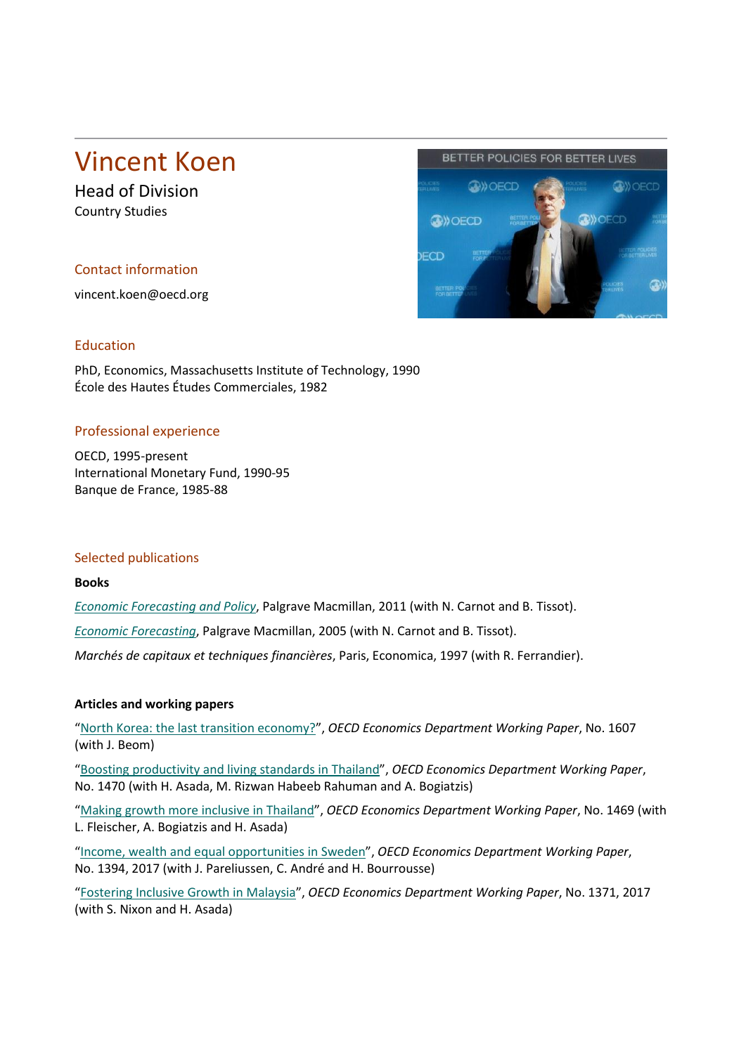# Vincent Koen

Head of Division

Country Studies

## Contact information

vincent.koen@oecd.org

## Education

PhD, Economics, Massachusetts Institute of Technology, 1990
École des Hautes Études Commerciales, 1982

## Professional experience

OECD, 1995-present
International Monetary Fund, 1990-95
Banque de France, 1985-88

## Selected publications

**Books**

*Economic Forecasting and Policy*, Palgrave Macmillan, 2011 (with N. Carnot and B. Tissot).

*Economic Forecasting*, Palgrave Macmillan, 2005 (with N. Carnot and B. Tissot).

*Marchés de capitaux et techniques financières*, Paris, Economica, 1997 (with R. Ferrandier).

**Articles and working papers**

"North Korea: the last transition economy?", *OECD Economics Department Working Paper*, No. 1607 (with J. Beom)

"Boosting productivity and living standards in Thailand", *OECD Economics Department Working Paper*, No. 1470 (with H. Asada, M. Rizwan Habeeb Rahuman and A. Bogiatzis)

"Making growth more inclusive in Thailand", *OECD Economics Department Working Paper*, No. 1469 (with L. Fleischer, A. Bogiatzis and H. Asada)

"Income, wealth and equal opportunities in Sweden", *OECD Economics Department Working Paper*, No. 1394, 2017 (with J. Pareliussen, C. André and H. Bourrousse)

"Fostering Inclusive Growth in Malaysia", *OECD Economics Department Working Paper*, No. 1371, 2017 (with S. Nixon and H. Asada)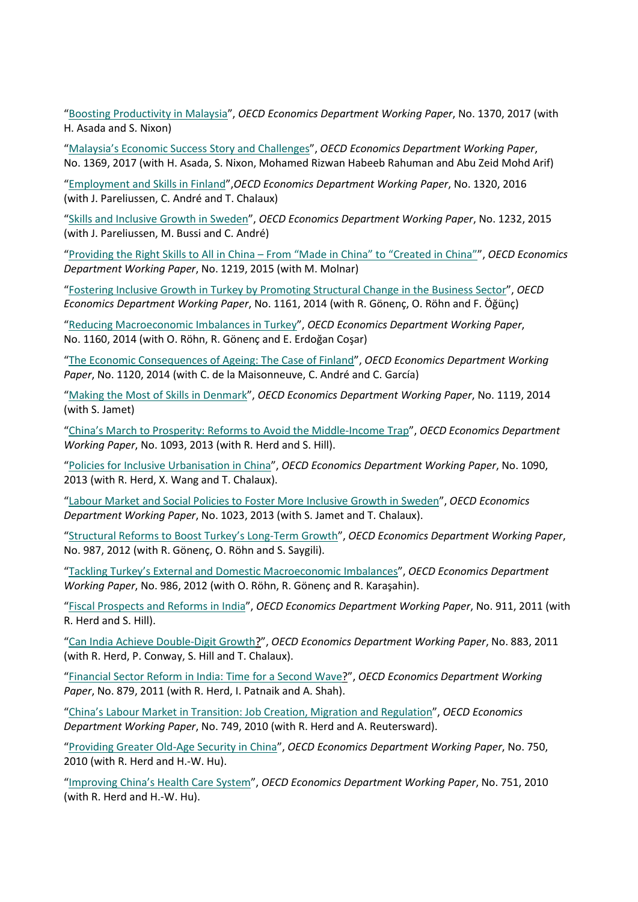“Boosting Productivity in Malaysia”, *OECD Economics Department Working Paper*, No. 1370, 2017 (with H. Asada and S. Nixon)

“Malaysia’s Economic Success Story and Challenges”, *OECD Economics Department Working Paper*, No. 1369, 2017 (with H. Asada, S. Nixon, Mohamed Rizwan Habeeb Rahuman and Abu Zeid Mohd Arif)

“Employment and Skills in Finland”,*OECD Economics Department Working Paper*, No. 1320, 2016 (with J. Pareliussen, C. André and T. Chalaux)

“Skills and Inclusive Growth in Sweden”, *OECD Economics Department Working Paper*, No. 1232, 2015 (with J. Pareliussen, M. Bussi and C. André)

“Providing the Right Skills to All in China – From “Made in China” to “Created in China””, *OECD Economics Department Working Paper*, No. 1219, 2015 (with M. Molnar)

“Fostering Inclusive Growth in Turkey by Promoting Structural Change in the Business Sector”, *OECD Economics Department Working Paper*, No. 1161, 2014 (with R. Gönenç, O. Röhn and F. Öğünç)

“Reducing Macroeconomic Imbalances in Turkey”, *OECD Economics Department Working Paper*, No. 1160, 2014 (with O. Röhn, R. Gönenç and E. Erdoğan Coşar)

“The Economic Consequences of Ageing: The Case of Finland”, *OECD Economics Department Working Paper*, No. 1120, 2014 (with C. de la Maisonneuve, C. André and C. García)

“Making the Most of Skills in Denmark”, *OECD Economics Department Working Paper*, No. 1119, 2014 (with S. Jamet)

“China’s March to Prosperity: Reforms to Avoid the Middle-Income Trap”, *OECD Economics Department Working Paper*, No. 1093, 2013 (with R. Herd and S. Hill).

“Policies for Inclusive Urbanisation in China”, *OECD Economics Department Working Paper*, No. 1090, 2013 (with R. Herd, X. Wang and T. Chalaux).

“Labour Market and Social Policies to Foster More Inclusive Growth in Sweden”, *OECD Economics Department Working Paper*, No. 1023, 2013 (with S. Jamet and T. Chalaux).

“Structural Reforms to Boost Turkey’s Long-Term Growth”, *OECD Economics Department Working Paper*, No. 987, 2012 (with R. Gönenç, O. Röhn and S. Saygili).

“Tackling Turkey’s External and Domestic Macroeconomic Imbalances”, *OECD Economics Department Working Paper*, No. 986, 2012 (with O. Röhn, R. Gönenç and R. Karaşahin).

“Fiscal Prospects and Reforms in India”, *OECD Economics Department Working Paper*, No. 911, 2011 (with R. Herd and S. Hill).

“Can India Achieve Double-Digit Growth?”, *OECD Economics Department Working Paper*, No. 883, 2011 (with R. Herd, P. Conway, S. Hill and T. Chalaux).

“Financial Sector Reform in India: Time for a Second Wave?”, *OECD Economics Department Working Paper*, No. 879, 2011 (with R. Herd, I. Patnaik and A. Shah).

“China’s Labour Market in Transition: Job Creation, Migration and Regulation”, *OECD Economics Department Working Paper*, No. 749, 2010 (with R. Herd and A. Reutersward).

“Providing Greater Old-Age Security in China”, *OECD Economics Department Working Paper*, No. 750, 2010 (with R. Herd and H.-W. Hu).

“Improving China’s Health Care System”, *OECD Economics Department Working Paper*, No. 751, 2010 (with R. Herd and H.-W. Hu).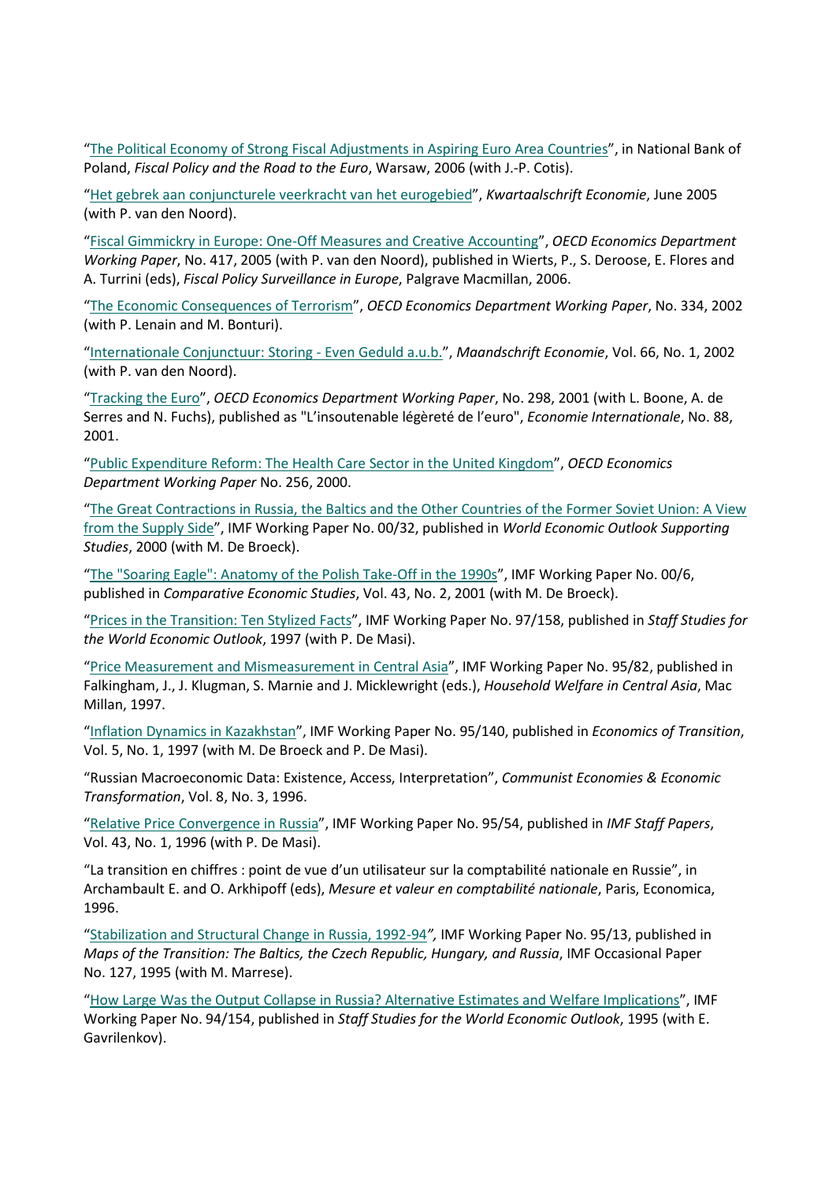"[The Political Economy of Strong Fiscal Adjustments in Aspiring Euro Area Countries]", in National Bank of Poland, *Fiscal Policy and the Road to the Euro*, Warsaw, 2006 (with J.-P. Cotis).

"[Het gebrek aan conjuncturele veerkracht van het eurogebied]", *Kwartaalschrift Economie*, June 2005 (with P. van den Noord).

"[Fiscal Gimmickry in Europe: One-Off Measures and Creative Accounting]", *OECD Economics Department Working Paper*, No. 417, 2005 (with P. van den Noord), published in Wierts, P., S. Deroose, E. Flores and A. Turrini (eds), *Fiscal Policy Surveillance in Europe*, Palgrave Macmillan, 2006.

"[The Economic Consequences of Terrorism]", *OECD Economics Department Working Paper*, No. 334, 2002 (with P. Lenain and M. Bonturi).

"[Internationale Conjunctuur: Storing - Even Geduld a.u.b.]", *Maandschrift Economie*, Vol. 66, No. 1, 2002 (with P. van den Noord).

"[Tracking the Euro]", *OECD Economics Department Working Paper*, No. 298, 2001 (with L. Boone, A. de Serres and N. Fuchs), published as "L'insoutenable légèreté de l'euro", *Economie Internationale*, No. 88, 2001.

"[Public Expenditure Reform: The Health Care Sector in the United Kingdom]", *OECD Economics Department Working Paper* No. 256, 2000.

"[The Great Contractions in Russia, the Baltics and the Other Countries of the Former Soviet Union: A View from the Supply Side]", IMF Working Paper No. 00/32, published in *World Economic Outlook Supporting Studies*, 2000 (with M. De Broeck).

"[The "Soaring Eagle": Anatomy of the Polish Take-Off in the 1990s]", IMF Working Paper No. 00/6, published in *Comparative Economic Studies*, Vol. 43, No. 2, 2001 (with M. De Broeck).

"[Prices in the Transition: Ten Stylized Facts]", IMF Working Paper No. 97/158, published in *Staff Studies for the World Economic Outlook*, 1997 (with P. De Masi).

"[Price Measurement and Mismeasurement in Central Asia]", IMF Working Paper No. 95/82, published in Falkingham, J., J. Klugman, S. Marnie and J. Micklewright (eds.), *Household Welfare in Central Asia*, Mac Millan, 1997.

"[Inflation Dynamics in Kazakhstan]", IMF Working Paper No. 95/140, published in *Economics of Transition*, Vol. 5, No. 1, 1997 (with M. De Broeck and P. De Masi).

"Russian Macroeconomic Data: Existence, Access, Interpretation", *Communist Economies & Economic Transformation*, Vol. 8, No. 3, 1996.

"[Relative Price Convergence in Russia]", IMF Working Paper No. 95/54, published in *IMF Staff Papers*, Vol. 43, No. 1, 1996 (with P. De Masi).

"La transition en chiffres : point de vue d'un utilisateur sur la comptabilité nationale en Russie", in Archambault E. and O. Arkhipoff (eds), *Mesure et valeur en comptabilité nationale*, Paris, Economica, 1996.

"[Stabilization and Structural Change in Russia, 1992-94]*",* IMF Working Paper No. 95/13, published in *Maps of the Transition: The Baltics, the Czech Republic, Hungary, and Russia*, IMF Occasional Paper No. 127, 1995 (with M. Marrese).

"[How Large Was the Output Collapse in Russia? Alternative Estimates and Welfare Implications]", IMF Working Paper No. 94/154, published in *Staff Studies for the World Economic Outlook*, 1995 (with E. Gavrilenkov).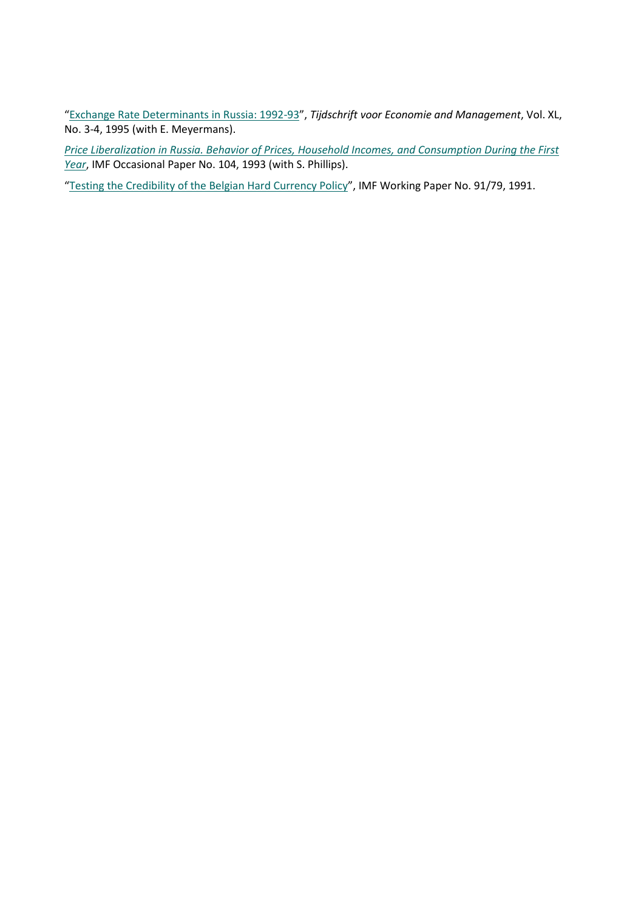"Exchange Rate Determinants in Russia: 1992-93", *Tijdschrift voor Economie and Management*, Vol. XL, No. 3-4, 1995 (with E. Meyermans).

*Price Liberalization in Russia. Behavior of Prices, Household Incomes, and Consumption During the First Year*, IMF Occasional Paper No. 104, 1993 (with S. Phillips).

"Testing the Credibility of the Belgian Hard Currency Policy", IMF Working Paper No. 91/79, 1991.